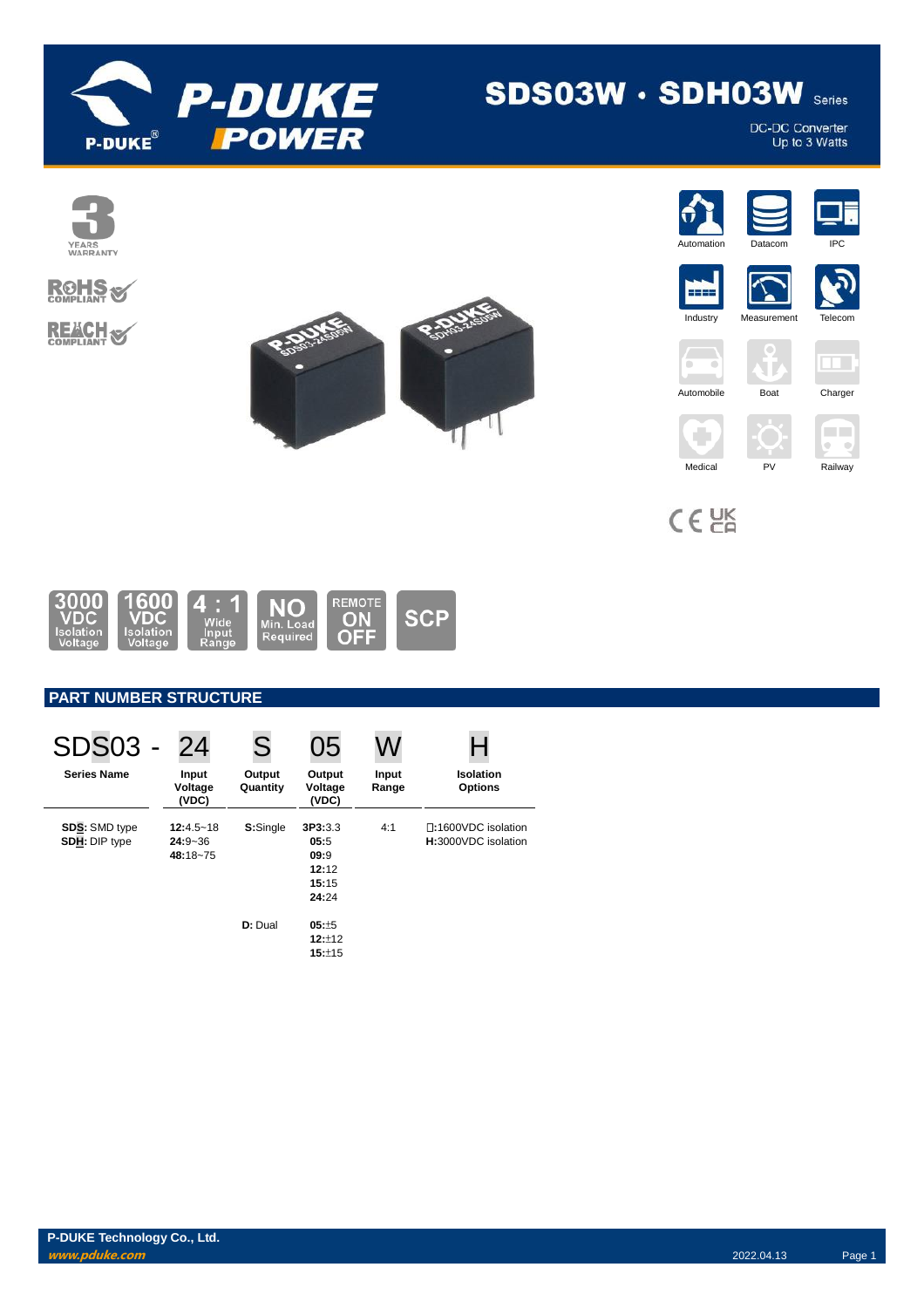# SDS03W · SDH03W Series

DC-DC Converter
Up to 3 Watts

3 YEARS WARRANTY

RoHS COMPLIANT

REACH COMPLIANT

Automation | Datacom | IPC | Industry | Measurement | Telecom | Automobile | Boat | Charger | Medical | PV | Railway

3000 VDC Isolation Voltage | 1600 VDC Isolation Voltage | 4 : 1 Wide Input Range | NO Min. Load Required | REMOTE ON OFF | SCP

## PART NUMBER STRUCTURE

| SDS03 - | 24 | S | 05 | W | H |
|---|---|---|---|---|---|
| **Series Name** | **Input Voltage (VDC)** | **Output Quantity** | **Output Voltage (VDC)** | **Input Range** | **Isolation Options** |
| **SDS**: SMD type<br>**SDH**: DIP type | **12**:4.5~18<br>**24**:9~36<br>**48**:18~75 | **S**:Single | **3P3**:3.3<br>**05**:5<br>**09**:9<br>**12**:12<br>**15**:15<br>**24**:24 | 4:1 | □:1600VDC isolation<br>**H**:3000VDC isolation |
| | | **D**: Dual | **05**:±5<br>**12**:±12<br>**15**:±15 | | |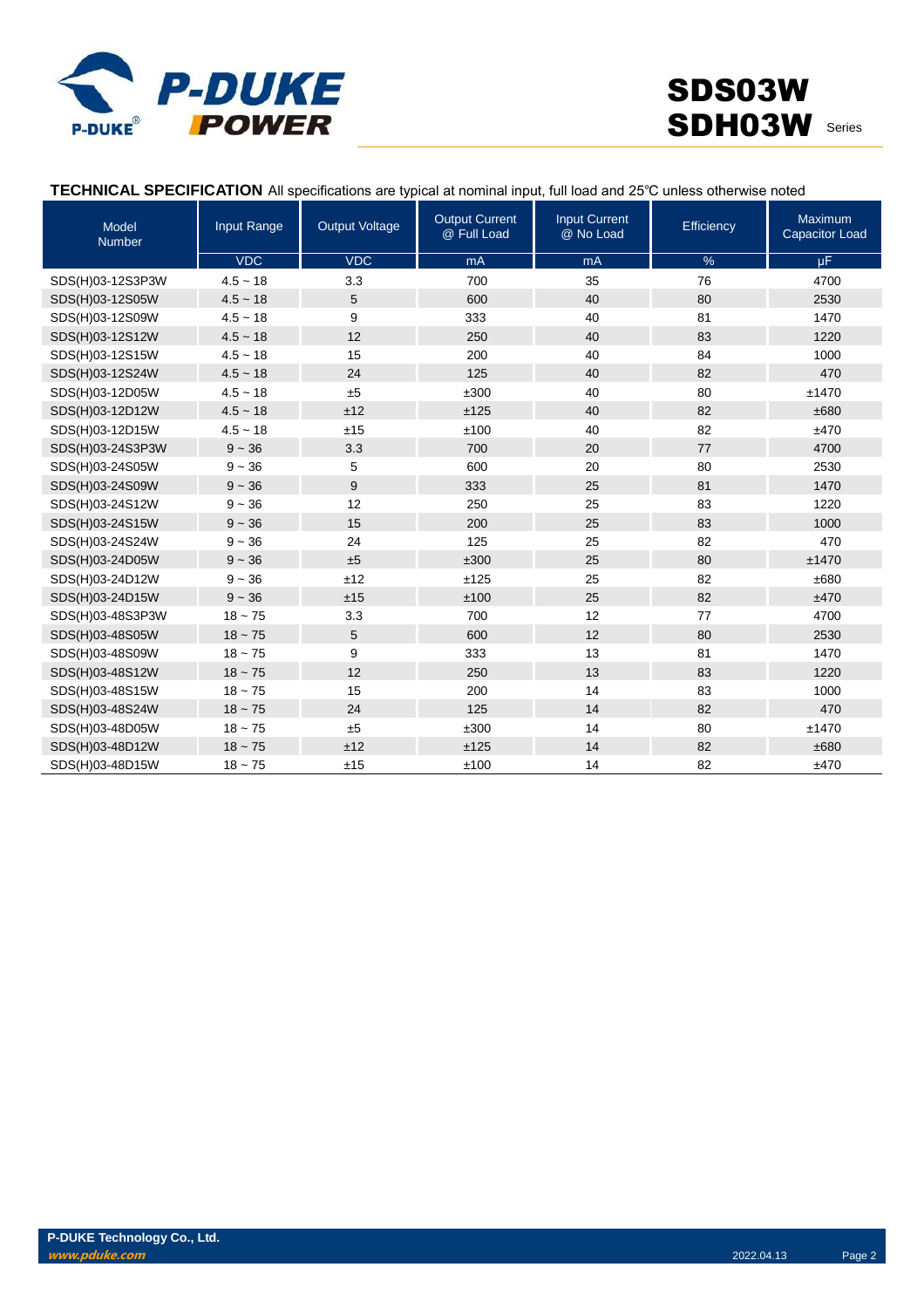**TECHNICAL SPECIFICATION** All specifications are typical at nominal input, full load and 25℃ unless otherwise noted

| Model Number | Input Range | Output Voltage | Output Current @ Full Load | Input Current @ No Load | Efficiency | Maximum Capacitor Load |
|---|---|---|---|---|---|---|
| | VDC | VDC | mA | mA | % | μF |
| SDS(H)03-12S3P3W | 4.5 ~ 18 | 3.3 | 700 | 35 | 76 | 4700 |
| SDS(H)03-12S05W | 4.5 ~ 18 | 5 | 600 | 40 | 80 | 2530 |
| SDS(H)03-12S09W | 4.5 ~ 18 | 9 | 333 | 40 | 81 | 1470 |
| SDS(H)03-12S12W | 4.5 ~ 18 | 12 | 250 | 40 | 83 | 1220 |
| SDS(H)03-12S15W | 4.5 ~ 18 | 15 | 200 | 40 | 84 | 1000 |
| SDS(H)03-12S24W | 4.5 ~ 18 | 24 | 125 | 40 | 82 | 470 |
| SDS(H)03-12D05W | 4.5 ~ 18 | ±5 | ±300 | 40 | 80 | ±1470 |
| SDS(H)03-12D12W | 4.5 ~ 18 | ±12 | ±125 | 40 | 82 | ±680 |
| SDS(H)03-12D15W | 4.5 ~ 18 | ±15 | ±100 | 40 | 82 | ±470 |
| SDS(H)03-24S3P3W | 9 ~ 36 | 3.3 | 700 | 20 | 77 | 4700 |
| SDS(H)03-24S05W | 9 ~ 36 | 5 | 600 | 20 | 80 | 2530 |
| SDS(H)03-24S09W | 9 ~ 36 | 9 | 333 | 25 | 81 | 1470 |
| SDS(H)03-24S12W | 9 ~ 36 | 12 | 250 | 25 | 83 | 1220 |
| SDS(H)03-24S15W | 9 ~ 36 | 15 | 200 | 25 | 83 | 1000 |
| SDS(H)03-24S24W | 9 ~ 36 | 24 | 125 | 25 | 82 | 470 |
| SDS(H)03-24D05W | 9 ~ 36 | ±5 | ±300 | 25 | 80 | ±1470 |
| SDS(H)03-24D12W | 9 ~ 36 | ±12 | ±125 | 25 | 82 | ±680 |
| SDS(H)03-24D15W | 9 ~ 36 | ±15 | ±100 | 25 | 82 | ±470 |
| SDS(H)03-48S3P3W | 18 ~ 75 | 3.3 | 700 | 12 | 77 | 4700 |
| SDS(H)03-48S05W | 18 ~ 75 | 5 | 600 | 12 | 80 | 2530 |
| SDS(H)03-48S09W | 18 ~ 75 | 9 | 333 | 13 | 81 | 1470 |
| SDS(H)03-48S12W | 18 ~ 75 | 12 | 250 | 13 | 83 | 1220 |
| SDS(H)03-48S15W | 18 ~ 75 | 15 | 200 | 14 | 83 | 1000 |
| SDS(H)03-48S24W | 18 ~ 75 | 24 | 125 | 14 | 82 | 470 |
| SDS(H)03-48D05W | 18 ~ 75 | ±5 | ±300 | 14 | 80 | ±1470 |
| SDS(H)03-48D12W | 18 ~ 75 | ±12 | ±125 | 14 | 82 | ±680 |
| SDS(H)03-48D15W | 18 ~ 75 | ±15 | ±100 | 14 | 82 | ±470 |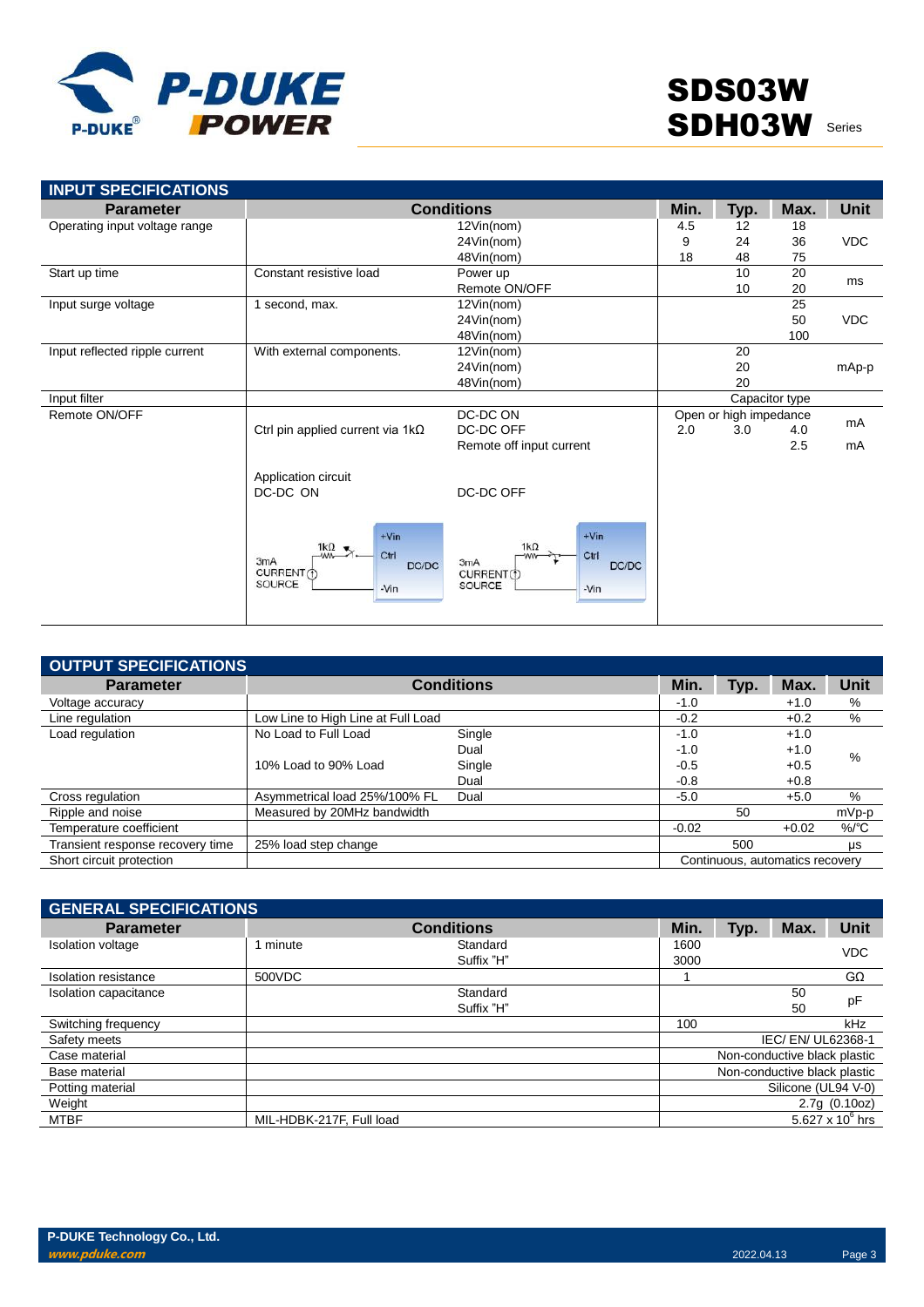## INPUT SPECIFICATIONS

| Parameter | Conditions | | Min. | Typ. | Max. | Unit |
|---|---|---|---|---|---|---|
| Operating input voltage range | | 12Vin(nom) | 4.5 | 12 | 18 | VDC |
| | | 24Vin(nom) | 9 | 24 | 36 | |
| | | 48Vin(nom) | 18 | 48 | 75 | |
| Start up time | Constant resistive load | Power up | | 10 | 20 | ms |
| | | Remote ON/OFF | | 10 | 20 | |
| Input surge voltage | 1 second, max. | 12Vin(nom) | | | 25 | VDC |
| | | 24Vin(nom) | | | 50 | |
| | | 48Vin(nom) | | | 100 | |
| Input reflected ripple current | With external components. | 12Vin(nom) | | 20 | | mAp-p |
| | | 24Vin(nom) | | 20 | | |
| | | 48Vin(nom) | | 20 | | |
| Input filter | | | Capacitor type | | | |
| Remote ON/OFF | | DC-DC ON | Open or high impedance | | | mA |
| | Ctrl pin applied current via 1kΩ | DC-DC OFF | 2.0 | 3.0 | 4.0 | |
| | | Remote off input current | | | 2.5 | mA |
| | Application circuit DC-DC ON | DC-DC OFF | | | | |

## OUTPUT SPECIFICATIONS

| Parameter | Conditions | | Min. | Typ. | Max. | Unit |
|---|---|---|---|---|---|---|
| Voltage accuracy | | | -1.0 | | +1.0 | % |
| Line regulation | Low Line to High Line at Full Load | | -0.2 | | +0.2 | % |
| Load regulation | No Load to Full Load | Single | -1.0 | | +1.0 | % |
| | | Dual | -1.0 | | +1.0 | |
| | 10% Load to 90% Load | Single | -0.5 | | +0.5 | |
| | | Dual | -0.8 | | +0.8 | |
| Cross regulation | Asymmetrical load 25%/100% FL | Dual | -5.0 | | +5.0 | % |
| Ripple and noise | Measured by 20MHz bandwidth | | | 50 | | mVp-p |
| Temperature coefficient | | | -0.02 | | +0.02 | %/°C |
| Transient response recovery time | 25% load step change | | | 500 | | μs |
| Short circuit protection | | | Continuous, automatics recovery | | | |

## GENERAL SPECIFICATIONS

| Parameter | Conditions | | Min. | Typ. | Max. | Unit |
|---|---|---|---|---|---|---|
| Isolation voltage | 1 minute | Standard | 1600 | | | VDC |
| | | Suffix "H" | 3000 | | | |
| Isolation resistance | 500VDC | | 1 | | | GΩ |
| Isolation capacitance | | Standard | | | 50 | pF |
| | | Suffix "H" | | | 50 | |
| Switching frequency | | | 100 | | | kHz |
| Safety meets | | | IEC/ EN/ UL62368-1 | | | |
| Case material | | | Non-conductive black plastic | | | |
| Base material | | | Non-conductive black plastic | | | |
| Potting material | | | Silicone (UL94 V-0) | | | |
| Weight | | | 2.7g (0.10oz) | | | |
| MTBF | MIL-HDBK-217F, Full load | | $5.627 \times 10^6$ hrs | | | |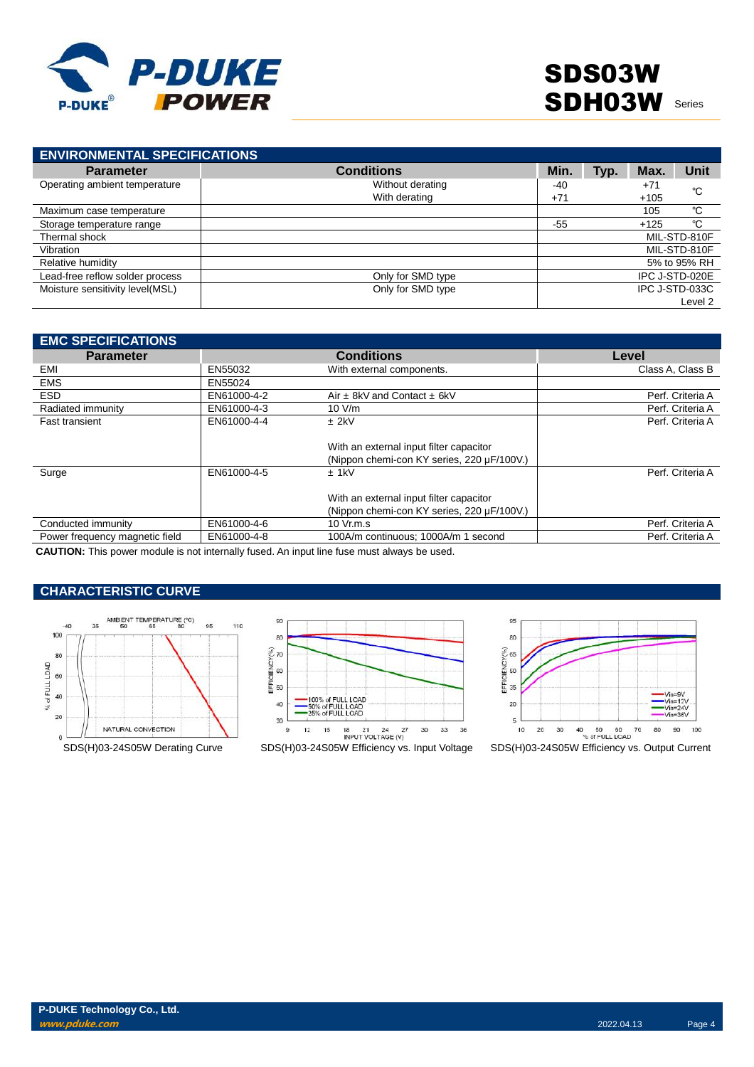## ENVIRONMENTAL SPECIFICATIONS

| Parameter | Conditions | Min. | Typ. | Max. | Unit |
|---|---|---|---|---|---|
| Operating ambient temperature | Without derating<br>With derating | -40<br>+71 | | +71<br>+105 | ℃ |
| Maximum case temperature | | | | 105 | ℃ |
| Storage temperature range | | -55 | | +125 | ℃ |
| Thermal shock | | | | | MIL-STD-810F |
| Vibration | | | | | MIL-STD-810F |
| Relative humidity | | | | | 5% to 95% RH |
| Lead-free reflow solder process | Only for SMD type | | | | IPC J-STD-020E |
| Moisture sensitivity level(MSL) | Only for SMD type | | | | IPC J-STD-033C Level 2 |

## EMC SPECIFICATIONS

| Parameter | Conditions | | Level |
|---|---|---|---|
| EMI | EN55032 | With external components. | Class A, Class B |
| EMS | EN55024 | | |
| ESD | EN61000-4-2 | Air ± 8kV and Contact ± 6kV | Perf. Criteria A |
| Radiated immunity | EN61000-4-3 | 10 V/m | Perf. Criteria A |
| Fast transient | EN61000-4-4 | ± 2kV<br><br>With an external input filter capacitor (Nippon chemi-con KY series, 220 µF/100V.) | Perf. Criteria A |
| Surge | EN61000-4-5 | ± 1kV<br><br>With an external input filter capacitor (Nippon chemi-con KY series, 220 µF/100V.) | Perf. Criteria A |
| Conducted immunity | EN61000-4-6 | 10 Vr.m.s | Perf. Criteria A |
| Power frequency magnetic field | EN61000-4-8 | 100A/m continuous; 1000A/m 1 second | Perf. Criteria A |

**CAUTION:** This power module is not internally fused. An input line fuse must always be used.

## CHARACTERISTIC CURVE

SDS(H)03-24S05W Derating Curve

SDS(H)03-24S05W Efficiency vs. Input Voltage

SDS(H)03-24S05W Efficiency vs. Output Current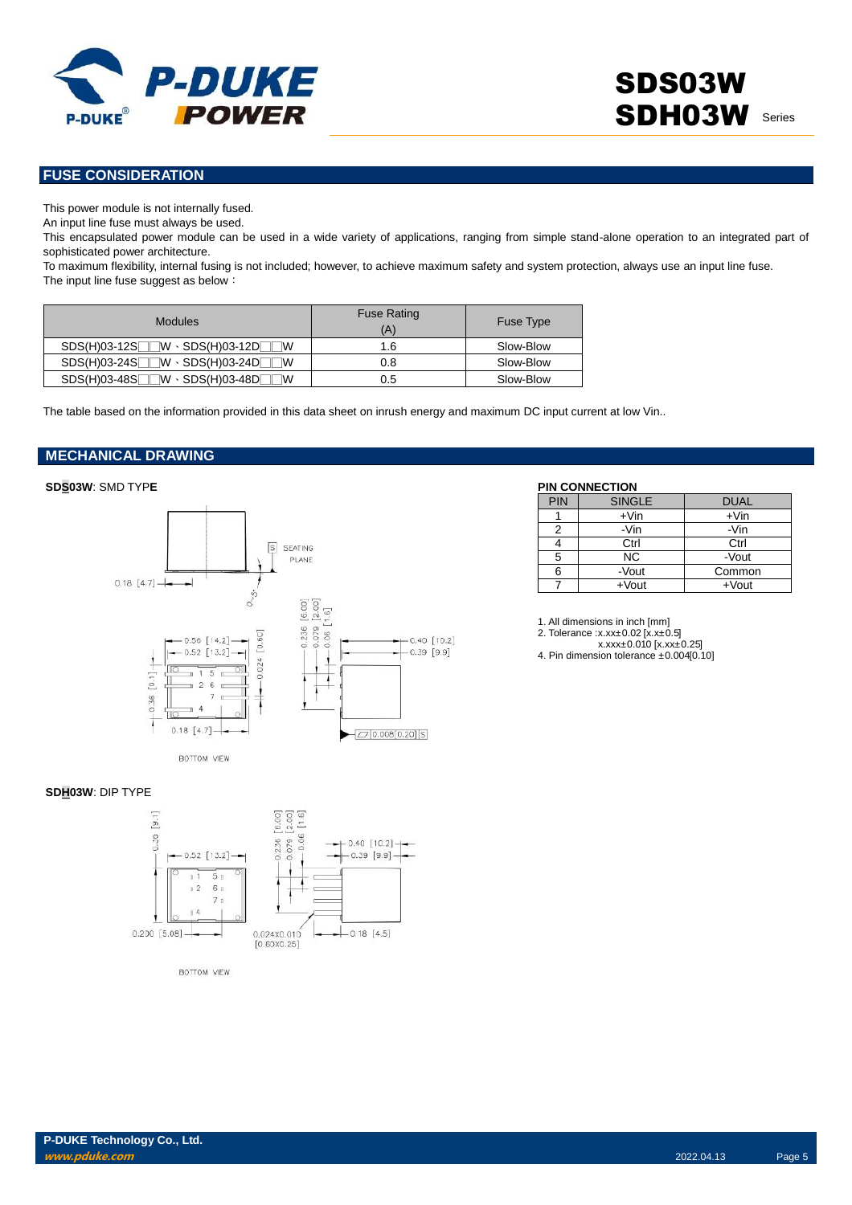## FUSE CONSIDERATION

This power module is not internally fused.
An input line fuse must always be used.
This encapsulated power module can be used in a wide variety of applications, ranging from simple stand-alone operation to an integrated part of sophisticated power architecture.
To maximum flexibility, internal fusing is not included; however, to achieve maximum safety and system protection, always use an input line fuse.
The input line fuse suggest as below：

| Modules | Fuse Rating (A) | Fuse Type |
|---|---|---|
| SDS(H)03-12S□□W、SDS(H)03-12D□□W | 1.6 | Slow-Blow |
| SDS(H)03-24S□□W、SDS(H)03-24D□□W | 0.8 | Slow-Blow |
| SDS(H)03-48S□□W、SDS(H)03-48D□□W | 0.5 | Slow-Blow |

The table based on the information provided in this data sheet on inrush energy and maximum DC input current at low Vin..

## MECHANICAL DRAWING

**SDS03W**: SMD TYPE

**SDH03W**: DIP TYPE

**PIN CONNECTION**

| PIN | SINGLE | DUAL |
|---|---|---|
| 1 | +Vin | +Vin |
| 2 | -Vin | -Vin |
| 4 | Ctrl | Ctrl |
| 5 | NC | -Vout |
| 6 | -Vout | Common |
| 7 | +Vout | +Vout |

1. All dimensions in inch [mm]
2. Tolerance :x.xx±0.02 [x.x±0.5]
   x.xxx±0.010 [x.xx±0.25]
4. Pin dimension tolerance ±0.004[0.10]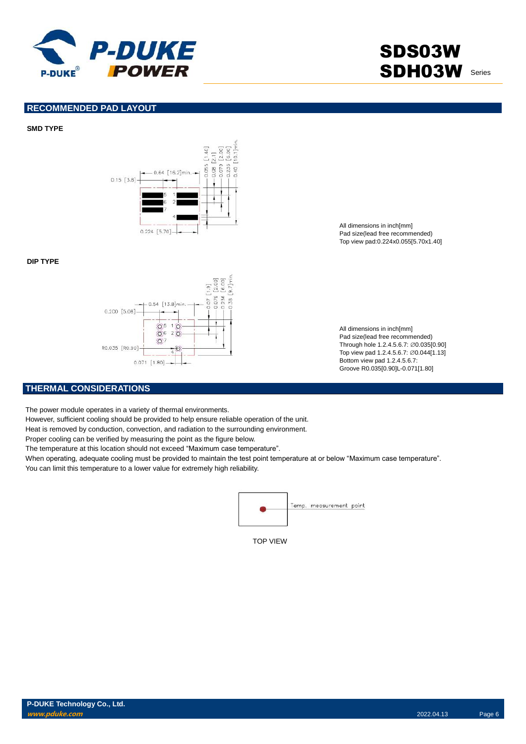## RECOMMENDED PAD LAYOUT

**SMD TYPE**

All dimensions in inch[mm]
Pad size(lead free recommended)
Top view pad:0.224x0.055[5.70x1.40]

**DIP TYPE**

All dimensions in inch[mm]
Pad size(lead free recommended)
Through hole 1.2.4.5.6.7: ∅0.035[0.90]
Top view pad 1.2.4.5.6.7: ∅0.044[1.13]
Bottom view pad 1.2.4.5.6.7:
Groove R0.035[0.90]L-0.071[1.80]

## THERMAL CONSIDERATIONS

The power module operates in a variety of thermal environments.
However, sufficient cooling should be provided to help ensure reliable operation of the unit.
Heat is removed by conduction, convection, and radiation to the surrounding environment.
Proper cooling can be verified by measuring the point as the figure below.
The temperature at this location should not exceed "Maximum case temperature".
When operating, adequate cooling must be provided to maintain the test point temperature at or below "Maximum case temperature".
You can limit this temperature to a lower value for extremely high reliability.

Temp. measurement point

TOP VIEW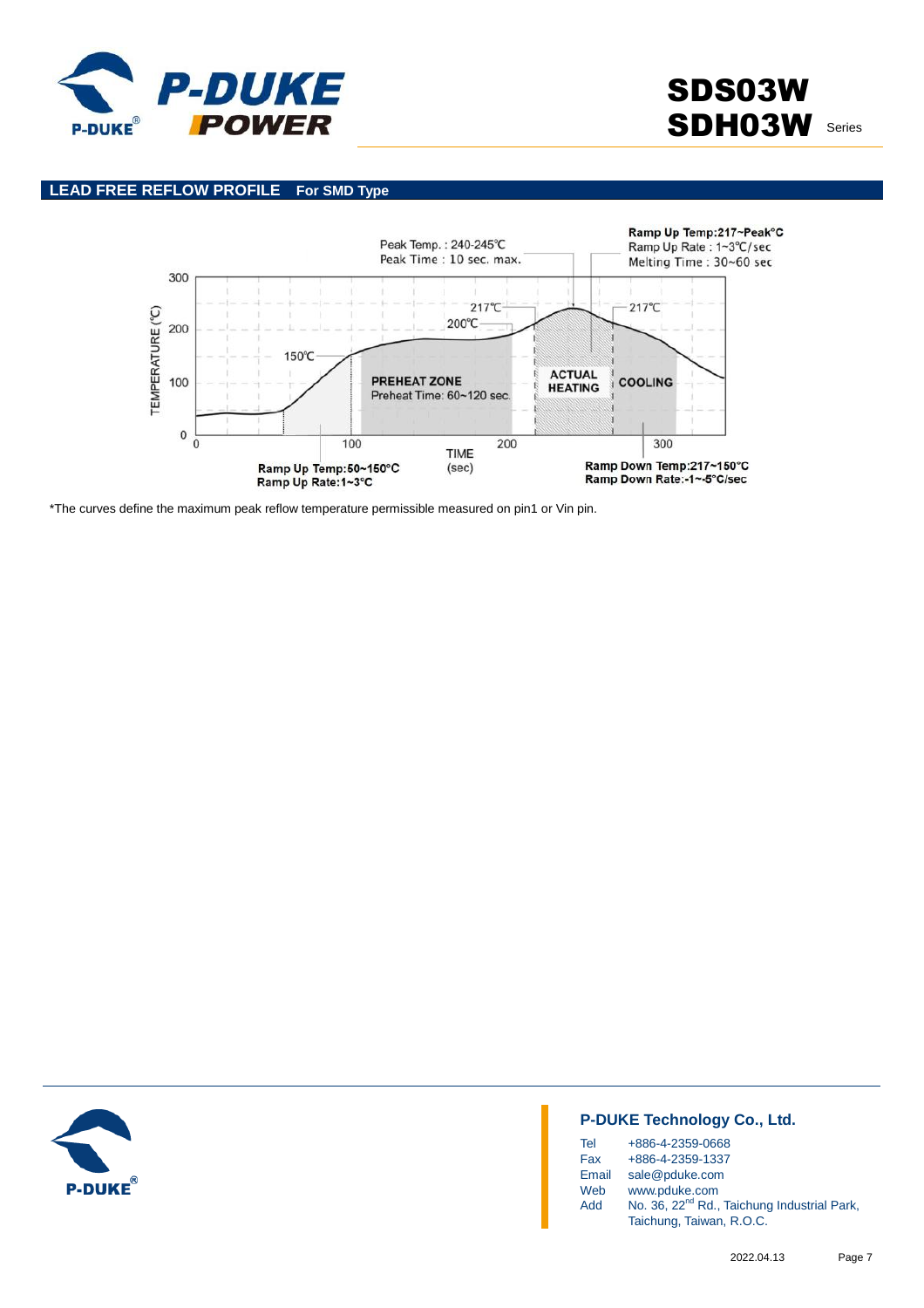## LEAD FREE REFLOW PROFILE For SMD Type

Peak Temp. : 240-245℃
Peak Time : 10 sec. max.

Ramp Up Temp:217~Peak°C
Ramp Up Rate : 1~3℃/sec
Melting Time : 30~60 sec

TEMPERATURE (℃)

300
200
100
0

150℃
200℃
217℃
217℃

PREHEAT ZONE
Preheat Time: 60~120 sec.

ACTUAL HEATING

COOLING

0
100
200
300

TIME
(sec)

Ramp Up Temp:50~150°C
Ramp Up Rate:1~3°C

Ramp Down Temp:217~150°C
Ramp Down Rate:-1~-5°C/sec

*The curves define the maximum peak reflow temperature permissible measured on pin1 or Vin pin.

**P-DUKE Technology Co., Ltd.**

Tel +886-4-2359-0668
Fax +886-4-2359-1337
Email sale@pduke.com
Web www.pduke.com
Add No. 36, 22nd Rd., Taichung Industrial Park, Taichung, Taiwan, R.O.C.

2022.04.13